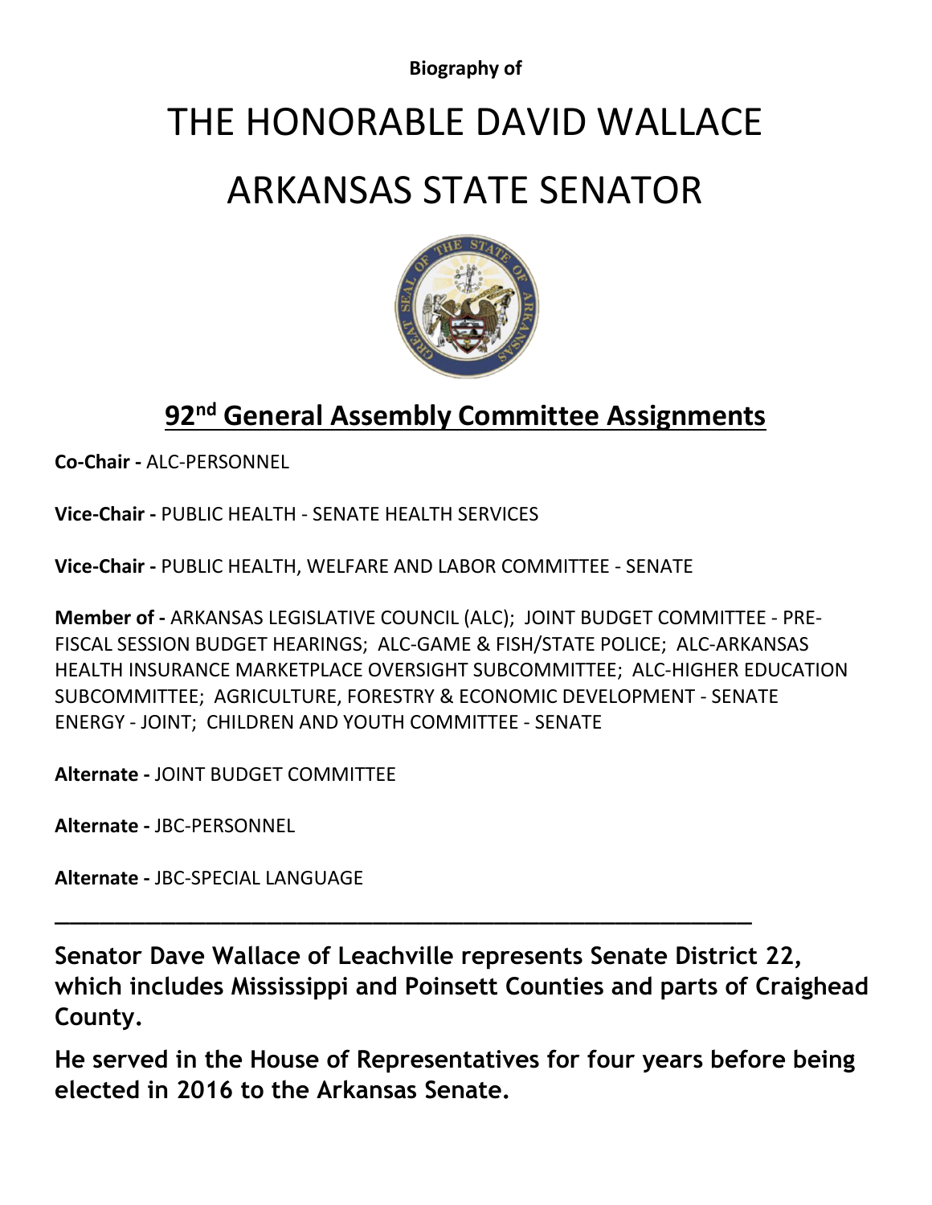**Biography of**

# THE HONORABLE DAVID WALLACE

# ARKANSAS STATE SENATOR

## 92nd General Assembly Committee Assignments

**Co-Chair -** ALC-PERSONNEL

**Vice-Chair -** PUBLIC HEALTH - SENATE HEALTH SERVICES

**Vice-Chair -** PUBLIC HEALTH, WELFARE AND LABOR COMMITTEE - SENATE

**Member of -** ARKANSAS LEGISLATIVE COUNCIL (ALC); JOINT BUDGET COMMITTEE - PRE-FISCAL SESSION BUDGET HEARINGS; ALC-GAME & FISH/STATE POLICE; ALC-ARKANSAS HEALTH INSURANCE MARKETPLACE OVERSIGHT SUBCOMMITTEE; ALC-HIGHER EDUCATION SUBCOMMITTEE; AGRICULTURE, FORESTRY & ECONOMIC DEVELOPMENT - SENATE ENERGY - JOINT; CHILDREN AND YOUTH COMMITTEE - SENATE

**Alternate -** JOINT BUDGET COMMITTEE

**Alternate -** JBC-PERSONNEL

**Alternate -** JBC-SPECIAL LANGUAGE

---

**Senator Dave Wallace of Leachville represents Senate District 22, which includes Mississippi and Poinsett Counties and parts of Craighead County.**

**He served in the House of Representatives for four years before being elected in 2016 to the Arkansas Senate.**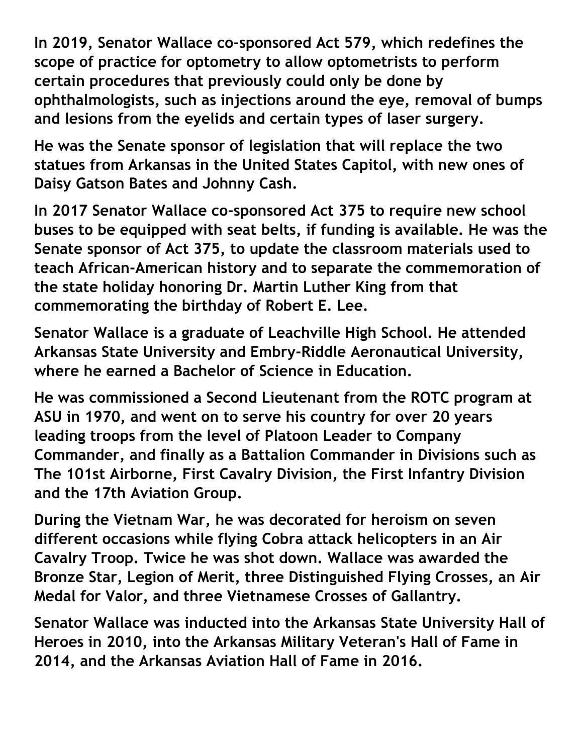**In 2019, Senator Wallace co-sponsored Act 579, which redefines the scope of practice for optometry to allow optometrists to perform certain procedures that previously could only be done by ophthalmologists, such as injections around the eye, removal of bumps and lesions from the eyelids and certain types of laser surgery.**

**He was the Senate sponsor of legislation that will replace the two statues from Arkansas in the United States Capitol, with new ones of Daisy Gatson Bates and Johnny Cash.**

**In 2017 Senator Wallace co-sponsored Act 375 to require new school buses to be equipped with seat belts, if funding is available. He was the Senate sponsor of Act 375, to update the classroom materials used to teach African-American history and to separate the commemoration of the state holiday honoring Dr. Martin Luther King from that commemorating the birthday of Robert E. Lee.**

**Senator Wallace is a graduate of Leachville High School. He attended Arkansas State University and Embry-Riddle Aeronautical University, where he earned a Bachelor of Science in Education.**

**He was commissioned a Second Lieutenant from the ROTC program at ASU in 1970, and went on to serve his country for over 20 years leading troops from the level of Platoon Leader to Company Commander, and finally as a Battalion Commander in Divisions such as The 101st Airborne, First Cavalry Division, the First Infantry Division and the 17th Aviation Group.**

**During the Vietnam War, he was decorated for heroism on seven different occasions while flying Cobra attack helicopters in an Air Cavalry Troop. Twice he was shot down. Wallace was awarded the Bronze Star, Legion of Merit, three Distinguished Flying Crosses, an Air Medal for Valor, and three Vietnamese Crosses of Gallantry.**

**Senator Wallace was inducted into the Arkansas State University Hall of Heroes in 2010, into the Arkansas Military Veteran's Hall of Fame in 2014, and the Arkansas Aviation Hall of Fame in 2016.**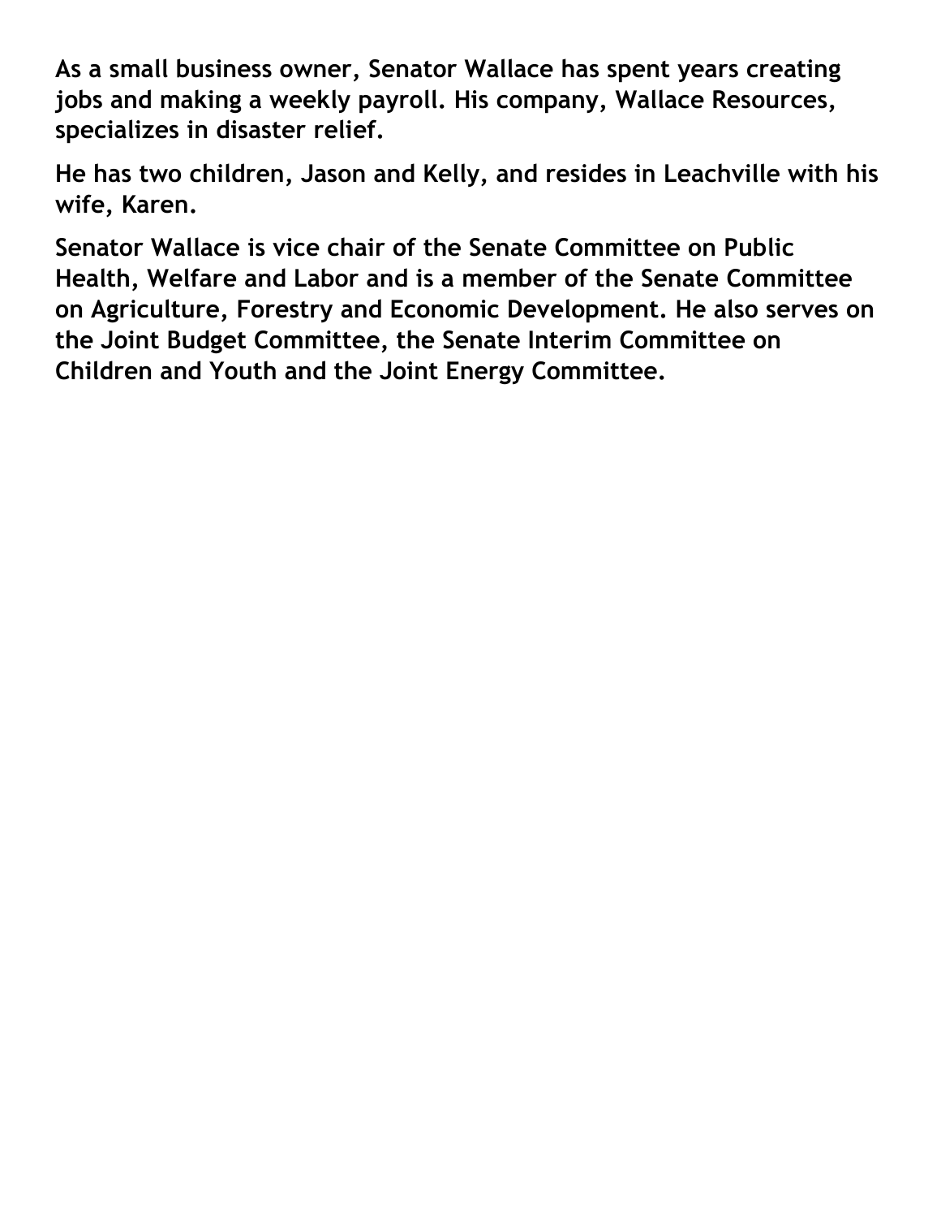**As a small business owner, Senator Wallace has spent years creating jobs and making a weekly payroll. His company, Wallace Resources, specializes in disaster relief.**

**He has two children, Jason and Kelly, and resides in Leachville with his wife, Karen.**

**Senator Wallace is vice chair of the Senate Committee on Public Health, Welfare and Labor and is a member of the Senate Committee on Agriculture, Forestry and Economic Development. He also serves on the Joint Budget Committee, the Senate Interim Committee on Children and Youth and the Joint Energy Committee.**